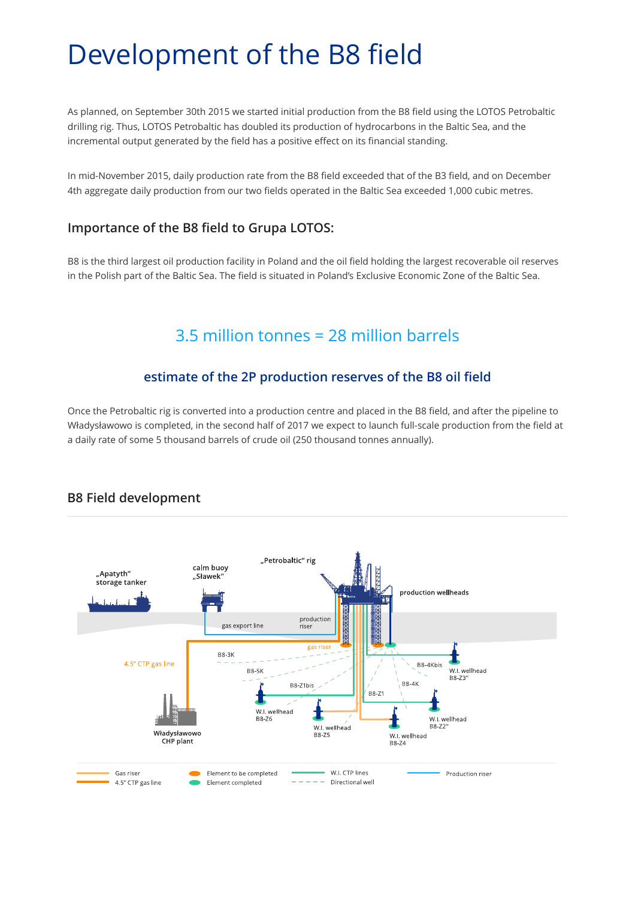# Development of the B8 field

As planned, on September 30th 2015 we started initial production from the B8 field using the LOTOS Petrobaltic drilling rig. Thus, LOTOS Petrobaltic has doubled its production of hydrocarbons in the Baltic Sea, and the incremental output generated by the field has a positive effect on its financial standing.

In mid-November 2015, daily production rate from the B8 field exceeded that of the B3 field, and on December 4th aggregate daily production from our two fields operated in the Baltic Sea exceeded 1,000 cubic metres.

### Importance of the B8 field to Grupa LOTOS:

B8 is the third largest oil production facility in Poland and the oil field holding the largest recoverable oil reserves in the Polish part of the Baltic Sea. The field is situated in Poland's Exclusive Economic Zone of the Baltic Sea.

## 3.5 million tonnes = 28 million barrels

### estimate of the 2P production reserves of the B8 oil field

Once the Petrobaltic rig is converted into a production centre and placed in the B8 field, and after the pipeline to Władysławowo is completed, in the second half of 2017 we expect to launch full-scale production from the field at a daily rate of some 5 thousand barrels of crude oil (250 thousand tonnes annually).

### B8 Field development

„Apatyth" storage tanker

calm buoy „Sławek"

„Petrobaltic" rig

production wellheads

gas export line

production riser

gas riser

4.5" CTP gas line

B8-3K

B8-5K

B8-Z1bis

B8-4Kbis

B8-4K

B8-Z1

W.I. wellhead B8-Z3"

W.I. wellhead B8-Z6

W.I. wellhead B8-Z5

W.I. wellhead B8-Z4

W.I. wellhead B8-Z2"

Władysławowo CHP plant

Gas riser
4.5" CTP gas line
Element to be completed
Element completed
W.I. CTP lines
Directional well
Production riser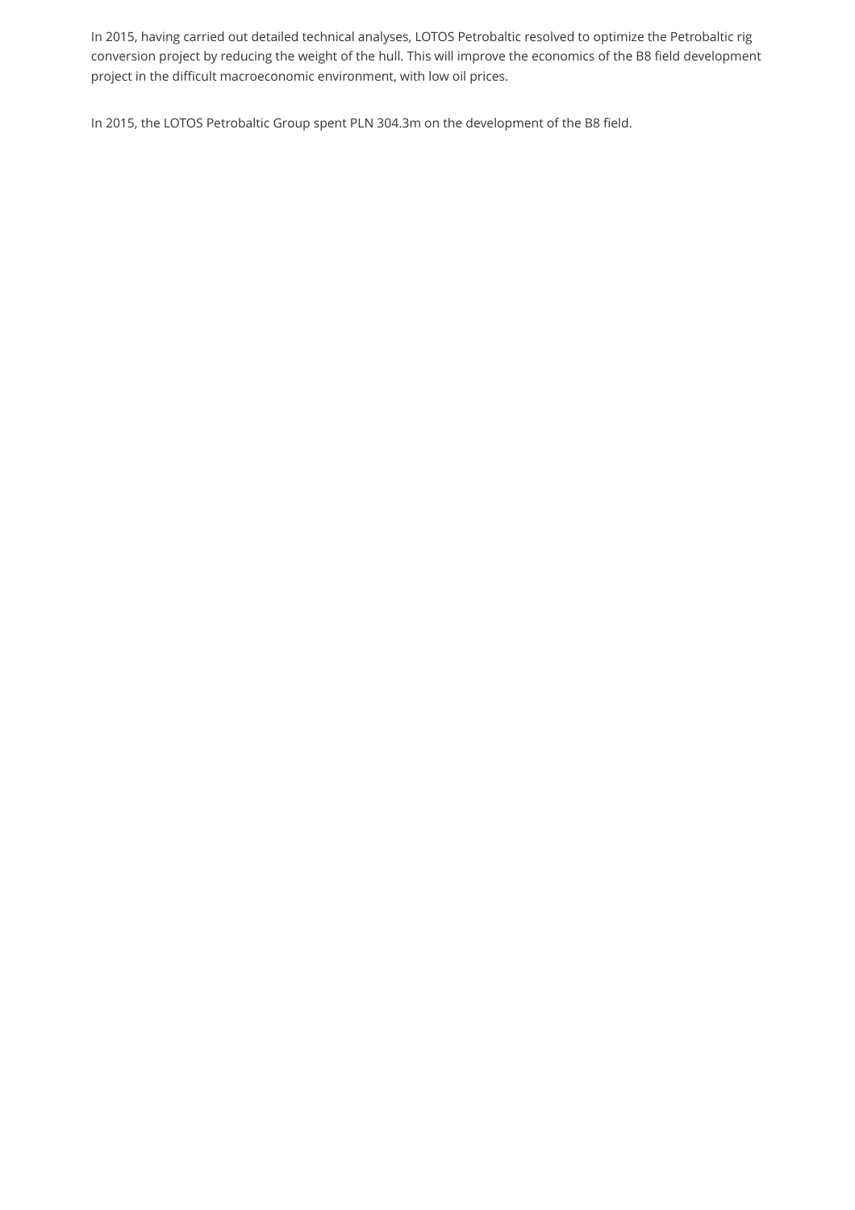In 2015, having carried out detailed technical analyses, LOTOS Petrobaltic resolved to optimize the Petrobaltic rig conversion project by reducing the weight of the hull. This will improve the economics of the B8 field development project in the difficult macroeconomic environment, with low oil prices.

In 2015, the LOTOS Petrobaltic Group spent PLN 304.3m on the development of the B8 field.